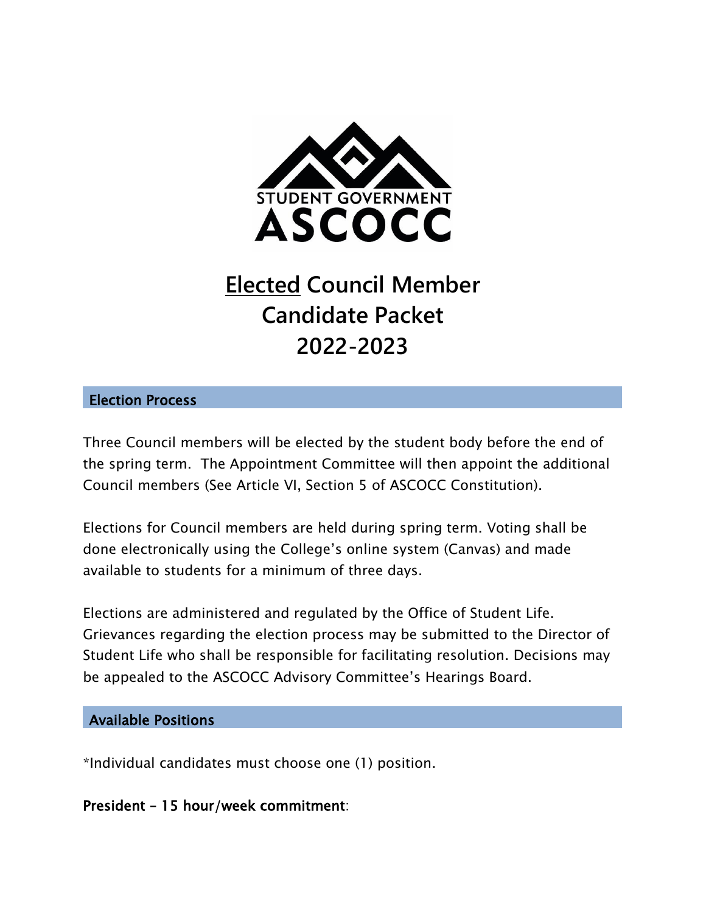STUDENT GOVERNMENT
ASCOCC

# Elected Council Member Candidate Packet 2022-2023

## Election Process

Three Council members will be elected by the student body before the end of the spring term. The Appointment Committee will then appoint the additional Council members (See Article VI, Section 5 of ASCOCC Constitution).

Elections for Council members are held during spring term. Voting shall be done electronically using the College's online system (Canvas) and made available to students for a minimum of three days.

Elections are administered and regulated by the Office of Student Life. Grievances regarding the election process may be submitted to the Director of Student Life who shall be responsible for facilitating resolution. Decisions may be appealed to the ASCOCC Advisory Committee's Hearings Board.

## Available Positions

*Individual candidates must choose one (1) position.

**President – 15 hour/week commitment**: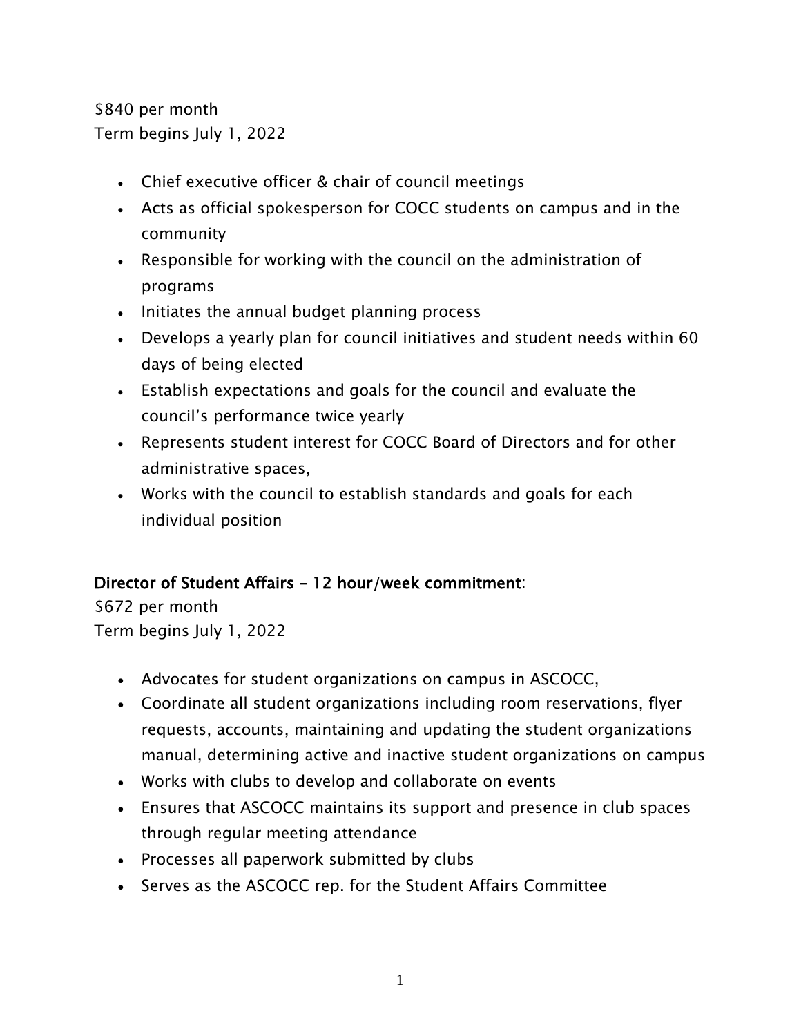$840 per month
Term begins July 1, 2022

- Chief executive officer & chair of council meetings
- Acts as official spokesperson for COCC students on campus and in the community
- Responsible for working with the council on the administration of programs
- Initiates the annual budget planning process
- Develops a yearly plan for council initiatives and student needs within 60 days of being elected
- Establish expectations and goals for the council and evaluate the council's performance twice yearly
- Represents student interest for COCC Board of Directors and for other administrative spaces,
- Works with the council to establish standards and goals for each individual position

**Director of Student Affairs – 12 hour/week commitment**:
$672 per month
Term begins July 1, 2022

- Advocates for student organizations on campus in ASCOCC,
- Coordinate all student organizations including room reservations, flyer requests, accounts, maintaining and updating the student organizations manual, determining active and inactive student organizations on campus
- Works with clubs to develop and collaborate on events
- Ensures that ASCOCC maintains its support and presence in club spaces through regular meeting attendance
- Processes all paperwork submitted by clubs
- Serves as the ASCOCC rep. for the Student Affairs Committee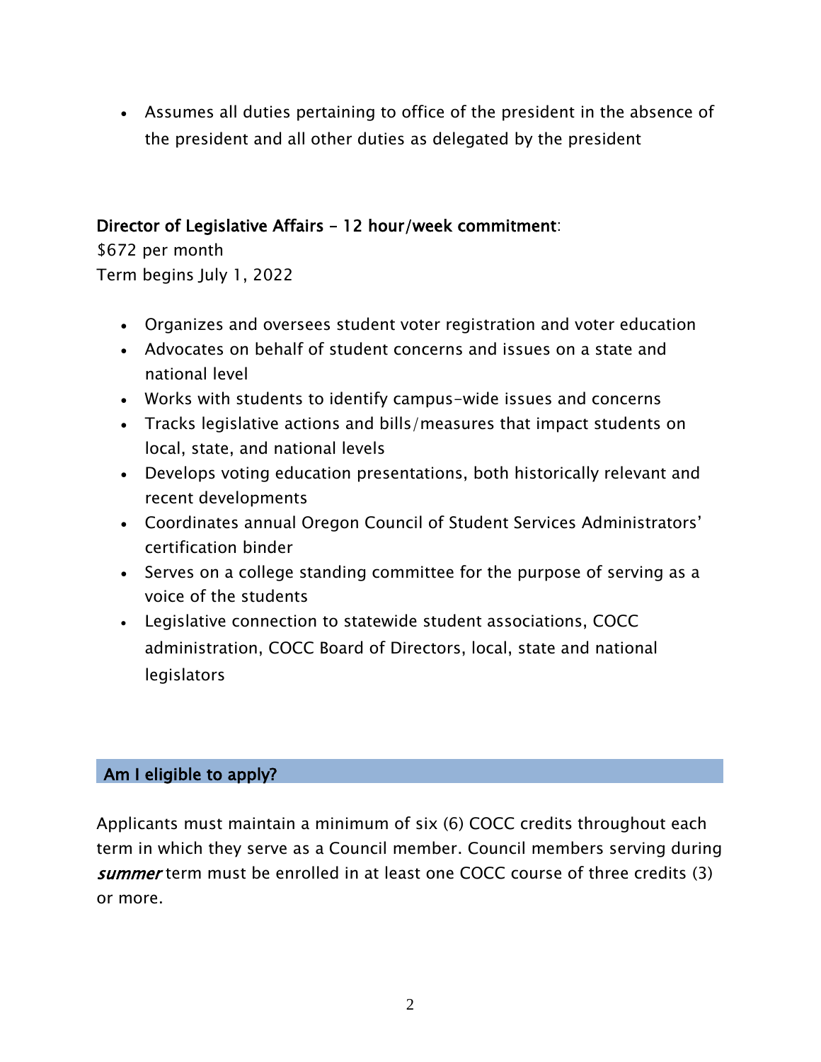- Assumes all duties pertaining to office of the president in the absence of the president and all other duties as delegated by the president

**Director of Legislative Affairs – 12 hour/week commitment**:

$672 per month

Term begins July 1, 2022

- Organizes and oversees student voter registration and voter education
- Advocates on behalf of student concerns and issues on a state and national level
- Works with students to identify campus-wide issues and concerns
- Tracks legislative actions and bills/measures that impact students on local, state, and national levels
- Develops voting education presentations, both historically relevant and recent developments
- Coordinates annual Oregon Council of Student Services Administrators' certification binder
- Serves on a college standing committee for the purpose of serving as a voice of the students
- Legislative connection to statewide student associations, COCC administration, COCC Board of Directors, local, state and national legislators

## Am I eligible to apply?

Applicants must maintain a minimum of six (6) COCC credits throughout each term in which they serve as a Council member. Council members serving during ***summer*** term must be enrolled in at least one COCC course of three credits (3) or more.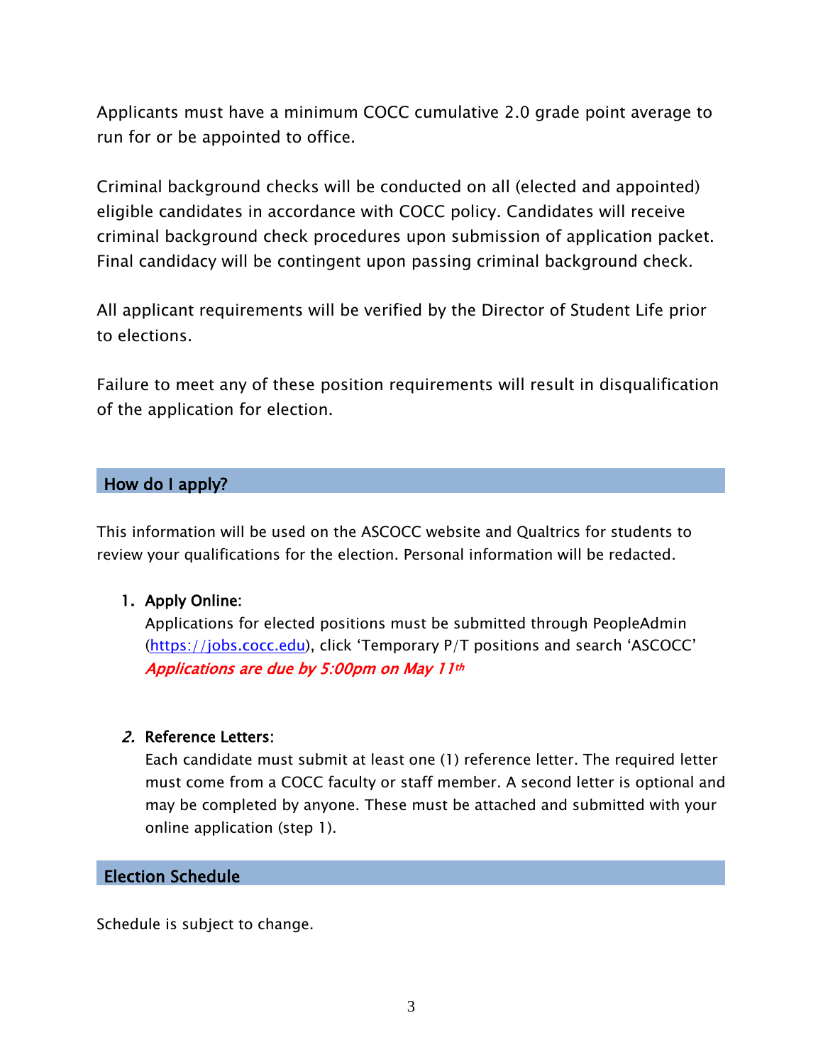Applicants must have a minimum COCC cumulative 2.0 grade point average to run for or be appointed to office.

Criminal background checks will be conducted on all (elected and appointed) eligible candidates in accordance with COCC policy. Candidates will receive criminal background check procedures upon submission of application packet. Final candidacy will be contingent upon passing criminal background check.

All applicant requirements will be verified by the Director of Student Life prior to elections.

Failure to meet any of these position requirements will result in disqualification of the application for election.

## How do I apply?

This information will be used on the ASCOCC website and Qualtrics for students to review your qualifications for the election. Personal information will be redacted.

1. **Apply Online**:
   Applications for elected positions must be submitted through PeopleAdmin ([https://jobs.cocc.edu](https://jobs.cocc.edu)), click 'Temporary P/T positions and search 'ASCOCC'
   ***Applications are due by 5:00pm on May 11th***

2. **Reference Letters**:
   Each candidate must submit at least one (1) reference letter. The required letter must come from a COCC faculty or staff member. A second letter is optional and may be completed by anyone. These must be attached and submitted with your online application (step 1).

## Election Schedule

Schedule is subject to change.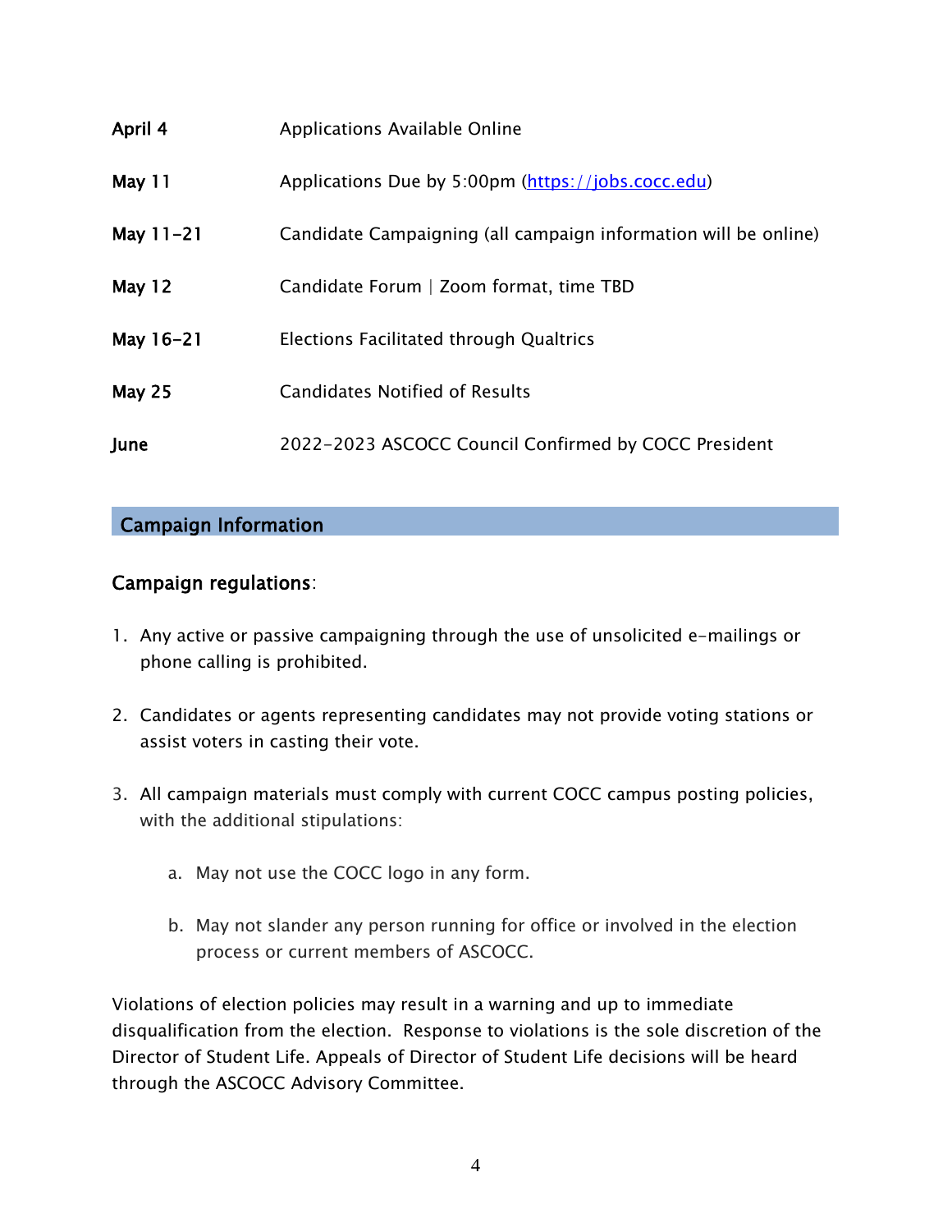| | |
|---|---|
| **April 4** | Applications Available Online |
| **May 11** | Applications Due by 5:00pm ([https://jobs.cocc.edu](https://jobs.cocc.edu)) |
| **May 11-21** | Candidate Campaigning (all campaign information will be online) |
| **May 12** | Candidate Forum \| Zoom format, time TBD |
| **May 16-21** | Elections Facilitated through Qualtrics |
| **May 25** | Candidates Notified of Results |
| **June** | 2022-2023 ASCOCC Council Confirmed by COCC President |

## Campaign Information

### Campaign regulations:

1. Any active or passive campaigning through the use of unsolicited e-mailings or phone calling is prohibited.

2. Candidates or agents representing candidates may not provide voting stations or assist voters in casting their vote.

3. All campaign materials must comply with current COCC campus posting policies, with the additional stipulations:

    a. May not use the COCC logo in any form.

    b. May not slander any person running for office or involved in the election process or current members of ASCOCC.

Violations of election policies may result in a warning and up to immediate disqualification from the election. Response to violations is the sole discretion of the Director of Student Life. Appeals of Director of Student Life decisions will be heard through the ASCOCC Advisory Committee.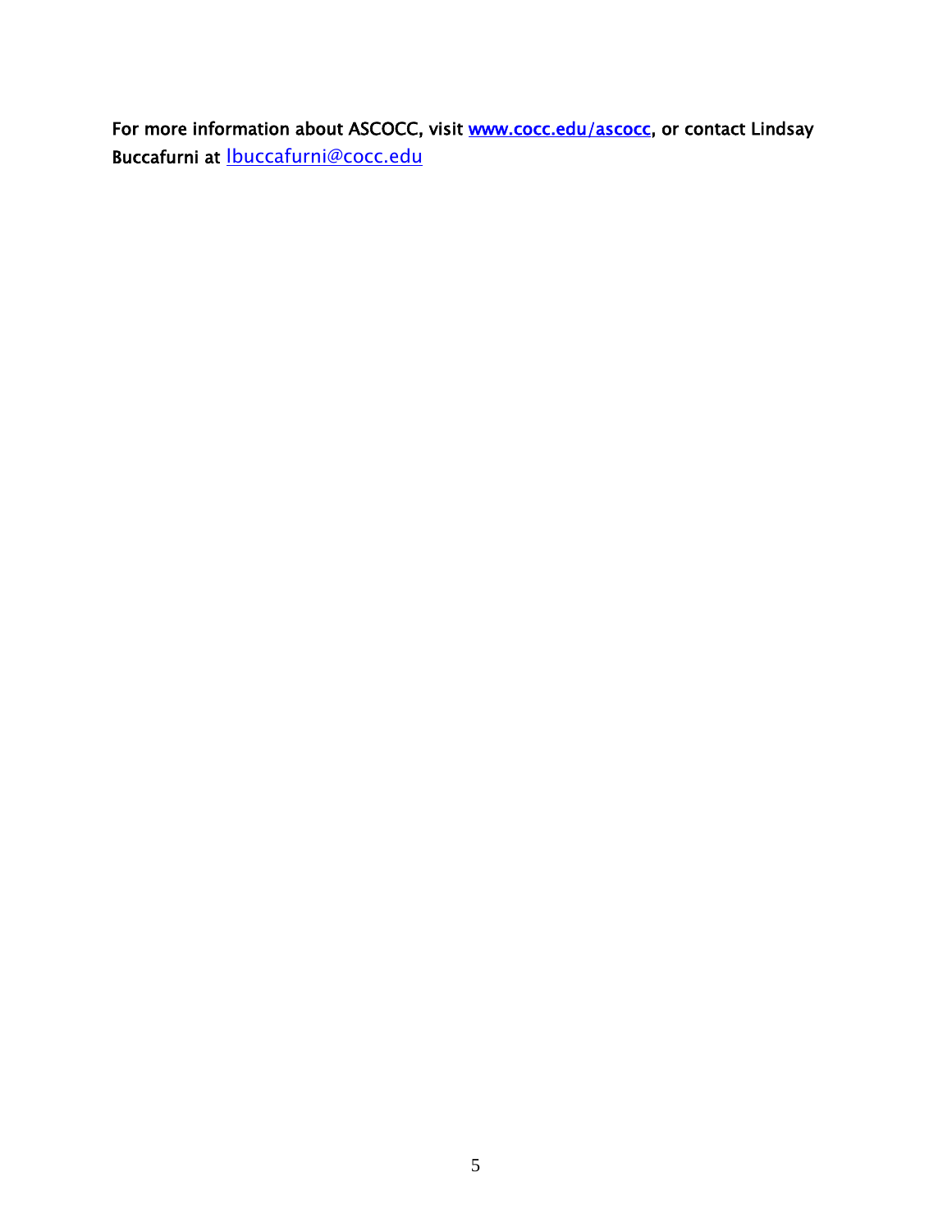**For more information about ASCOCC, visit [www.cocc.edu/ascocc](http://www.cocc.edu/ascocc), or contact Lindsay Buccafurni at** [lbuccafurni@cocc.edu](mailto:lbuccafurni@cocc.edu)